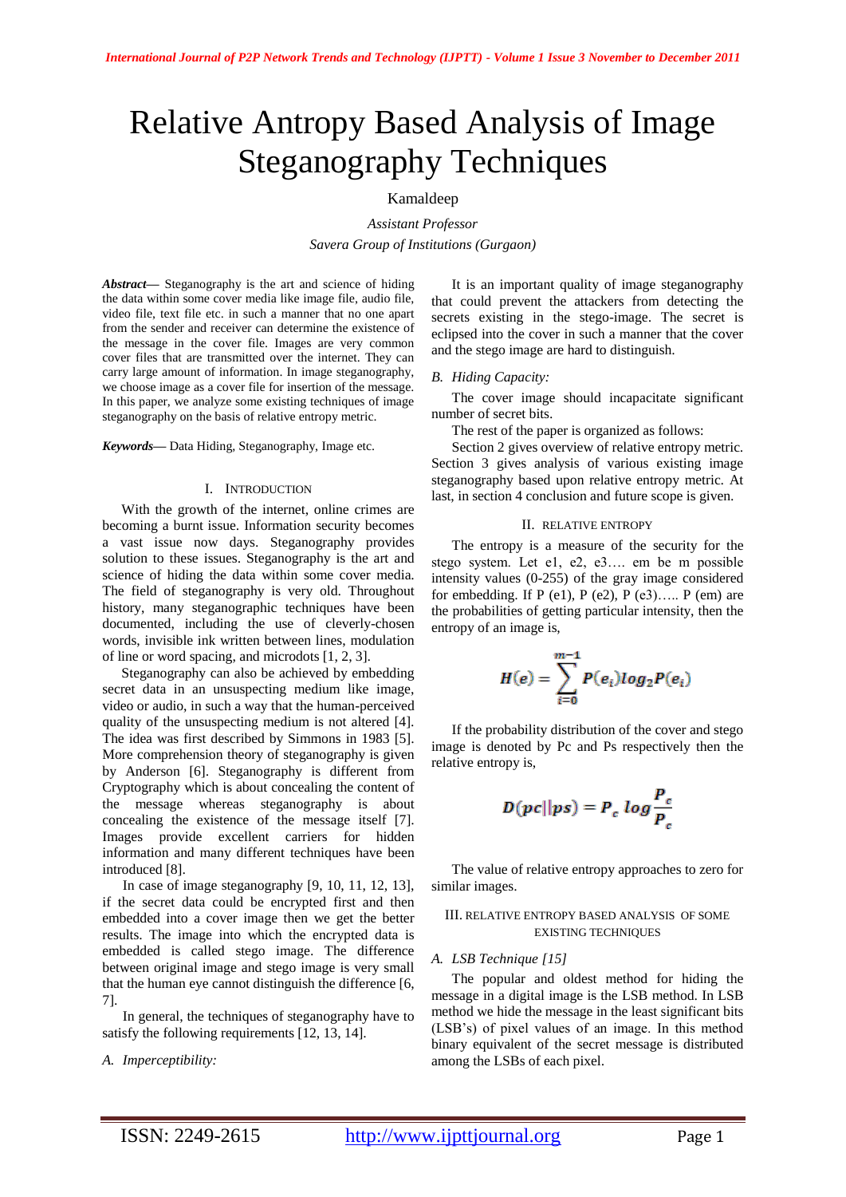# Relative Antropy Based Analysis of Image Steganography Techniques

Kamaldeep

*Assistant Professor*

*Savera Group of Institutions (Gurgaon)*

***Abstract*— Steganography is the art and science of hiding the data within some cover media like image file, audio file, video file, text file etc. in such a manner that no one apart from the sender and receiver can determine the existence of the message in the cover file. Images are very common cover files that are transmitted over the internet. They can carry large amount of information. In image steganography, we choose image as a cover file for insertion of the message. In this paper, we analyze some existing techniques of image steganography on the basis of relative entropy metric.**

***Keywords*— Data Hiding, Steganography, Image etc.**

## I. Introduction

With the growth of the internet, online crimes are becoming a burnt issue. Information security becomes a vast issue now days. Steganography provides solution to these issues. Steganography is the art and science of hiding the data within some cover media. The field of steganography is very old. Throughout history, many steganographic techniques have been documented, including the use of cleverly-chosen words, invisible ink written between lines, modulation of line or word spacing, and microdots [1, 2, 3].

Steganography can also be achieved by embedding secret data in an unsuspecting medium like image, video or audio, in such a way that the human-perceived quality of the unsuspecting medium is not altered [4]. The idea was first described by Simmons in 1983 [5]. More comprehension theory of steganography is given by Anderson [6]. Steganography is different from Cryptography which is about concealing the content of the message whereas steganography is about concealing the existence of the message itself [7]. Images provide excellent carriers for hidden information and many different techniques have been introduced [8].

In case of image steganography [9, 10, 11, 12, 13], if the secret data could be encrypted first and then embedded into a cover image then we get the better results. The image into which the encrypted data is embedded is called stego image. The difference between original image and stego image is very small that the human eye cannot distinguish the difference [6, 7].

In general, the techniques of steganography have to satisfy the following requirements [12, 13, 14].

*A. Imperceptibility:*

It is an important quality of image steganography that could prevent the attackers from detecting the secrets existing in the stego-image. The secret is eclipsed into the cover in such a manner that the cover and the stego image are hard to distinguish.

*B. Hiding Capacity:*

The cover image should incapacitate significant number of secret bits.

The rest of the paper is organized as follows:

Section 2 gives overview of relative entropy metric. Section 3 gives analysis of various existing image steganography based upon relative entropy metric. At last, in section 4 conclusion and future scope is given.

## II. Relative Entropy

The entropy is a measure of the security for the stego system. Let e1, e2, e3…. em be m possible intensity values (0-255) of the gray image considered for embedding. If P (e1), P (e2), P (e3)….. P (em) are the probabilities of getting particular intensity, then the entropy of an image is,

$$H(e) = \sum_{i=0}^{m-1} P(e_i) log_2 P(e_i)$$

If the probability distribution of the cover and stego image is denoted by Pc and Ps respectively then the relative entropy is,

$$D(pc||ps) = P_c \, log \frac{P_c}{P_c}$$

The value of relative entropy approaches to zero for similar images.

## III. Relative Entropy Based Analysis of Some Existing Techniques

*A. LSB Technique [15]*

The popular and oldest method for hiding the message in a digital image is the LSB method. In LSB method we hide the message in the least significant bits (LSB's) of pixel values of an image. In this method binary equivalent of the secret message is distributed among the LSBs of each pixel.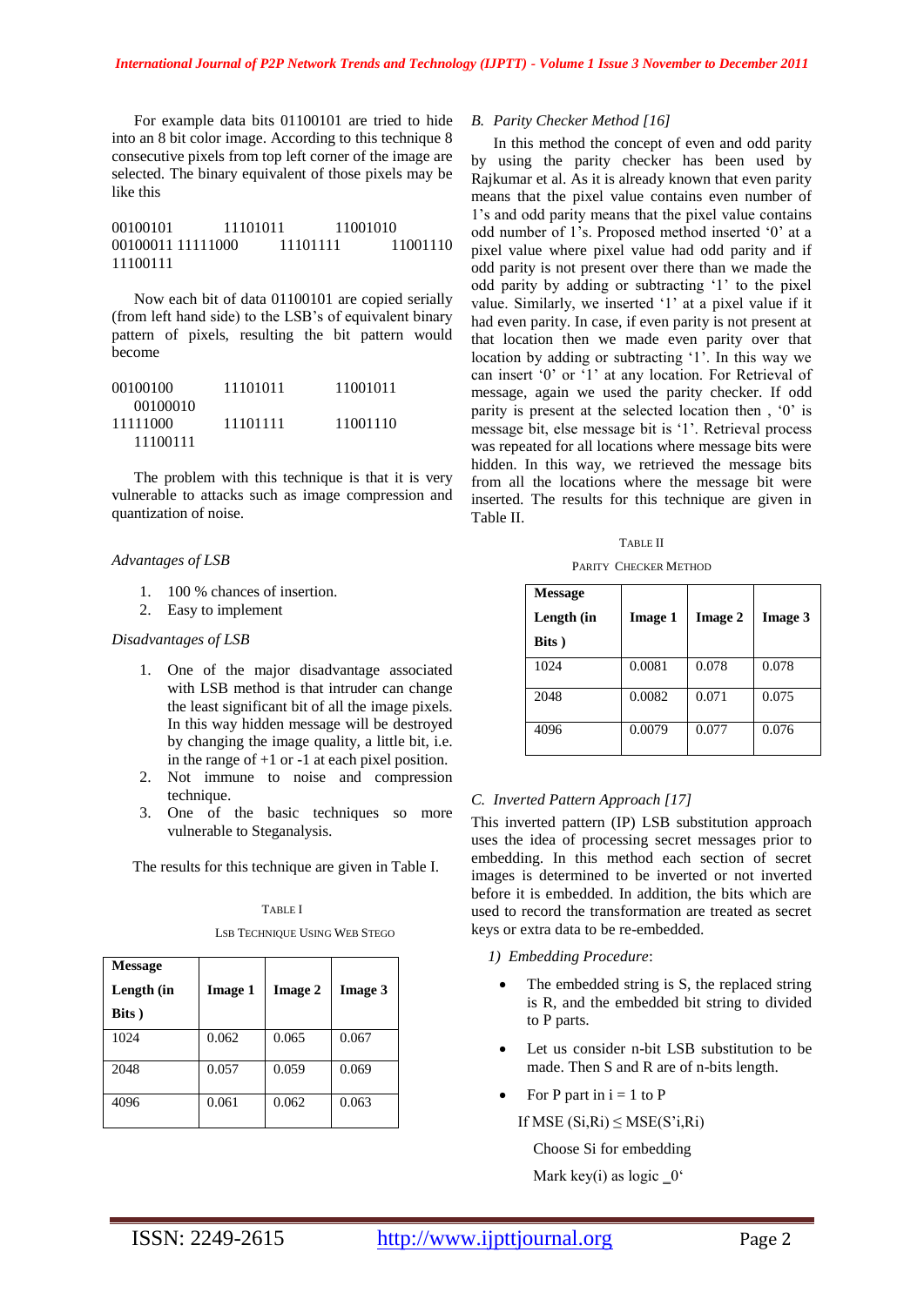For example data bits 01100101 are tried to hide into an 8 bit color image. According to this technique 8 consecutive pixels from top left corner of the image are selected. The binary equivalent of those pixels may be like this

00100101 11101011 11001010
00100011 11111000 11101111 11001110
11100111

Now each bit of data 01100101 are copied serially (from left hand side) to the LSB's of equivalent binary pattern of pixels, resulting the bit pattern would become

00100100 11101011 11001011
00100010
11111000 11101111 11001110
11100111

The problem with this technique is that it is very vulnerable to attacks such as image compression and quantization of noise.

*Advantages of LSB*

1. 100 % chances of insertion.
2. Easy to implement

*Disadvantages of LSB*

1. One of the major disadvantage associated with LSB method is that intruder can change the least significant bit of all the image pixels. In this way hidden message will be destroyed by changing the image quality, a little bit, i.e. in the range of +1 or -1 at each pixel position.
2. Not immune to noise and compression technique.
3. One of the basic techniques so more vulnerable to Steganalysis.

The results for this technique are given in Table I.

TABLE I

LSB TECHNIQUE USING WEB STEGO

| Message Length (in Bits ) | Image 1 | Image 2 | Image 3 |
|---|---|---|---|
| 1024 | 0.062 | 0.065 | 0.067 |
| 2048 | 0.057 | 0.059 | 0.069 |
| 4096 | 0.061 | 0.062 | 0.063 |

### *B. Parity Checker Method [16]*

In this method the concept of even and odd parity by using the parity checker has been used by Rajkumar et al. As it is already known that even parity means that the pixel value contains even number of 1's and odd parity means that the pixel value contains odd number of 1's. Proposed method inserted '0' at a pixel value where pixel value had odd parity and if odd parity is not present over there than we made the odd parity by adding or subtracting '1' to the pixel value. Similarly, we inserted '1' at a pixel value if it had even parity. In case, if even parity is not present at that location then we made even parity over that location by adding or subtracting '1'. In this way we can insert '0' or '1' at any location. For Retrieval of message, again we used the parity checker. If odd parity is present at the selected location then , '0' is message bit, else message bit is '1'. Retrieval process was repeated for all locations where message bits were hidden. In this way, we retrieved the message bits from all the locations where the message bit were inserted. The results for this technique are given in Table II.

TABLE II

PARITY CHECKER METHOD

| Message Length (in Bits ) | Image 1 | Image 2 | Image 3 |
|---|---|---|---|
| 1024 | 0.0081 | 0.078 | 0.078 |
| 2048 | 0.0082 | 0.071 | 0.075 |
| 4096 | 0.0079 | 0.077 | 0.076 |

### *C. Inverted Pattern Approach [17]*

This inverted pattern (IP) LSB substitution approach uses the idea of processing secret messages prior to embedding. In this method each section of secret images is determined to be inverted or not inverted before it is embedded. In addition, the bits which are used to record the transformation are treated as secret keys or extra data to be re-embedded.

*1) Embedding Procedure*:

- The embedded string is S, the replaced string is R, and the embedded bit string to divided to P parts.
- Let us consider n-bit LSB substitution to be made. Then S and R are of n-bits length.
- For P part in i = 1 to P

  If MSE (Si,Ri) ≤ MSE(S'i,Ri)

  Choose Si for embedding

  Mark key(i) as logic ‗0'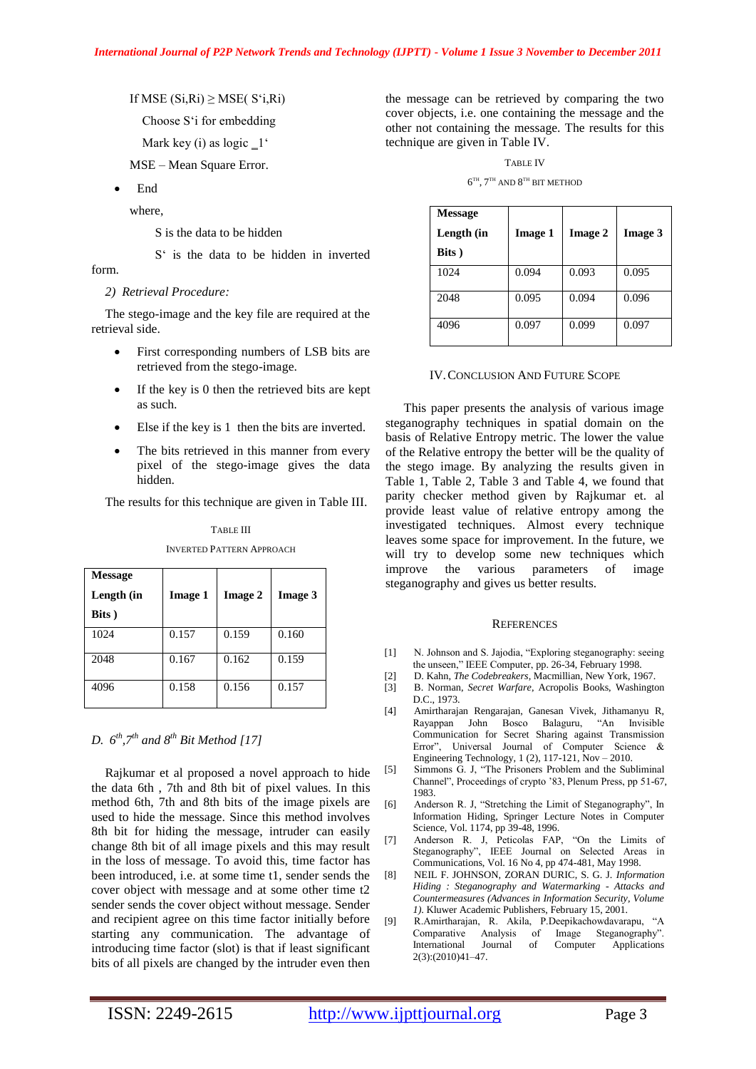If MSE (Si,Ri) ≥ MSE( S'i,Ri)

Choose S'i for embedding

Mark key (i) as logic '1'

MSE – Mean Square Error.

- End

where,

S is the data to be hidden

S' is the data to be hidden in inverted form.

*2) Retrieval Procedure:*

The stego-image and the key file are required at the retrieval side.

- First corresponding numbers of LSB bits are retrieved from the stego-image.
- If the key is 0 then the retrieved bits are kept as such.
- Else if the key is 1 then the bits are inverted.
- The bits retrieved in this manner from every pixel of the stego-image gives the data hidden.

The results for this technique are given in Table III.

TABLE III

INVERTED PATTERN APPROACH

| Message Length (in Bits ) | Image 1 | Image 2 | Image 3 |
|---|---|---|---|
| 1024 | 0.157 | 0.159 | 0.160 |
| 2048 | 0.167 | 0.162 | 0.159 |
| 4096 | 0.158 | 0.156 | 0.157 |

### *D. 6th,7th and 8th Bit Method [17]*

Rajkumar et al proposed a novel approach to hide the data 6th , 7th and 8th bit of pixel values. In this method 6th, 7th and 8th bits of the image pixels are used to hide the message. Since this method involves 8th bit for hiding the message, intruder can easily change 8th bit of all image pixels and this may result in the loss of message. To avoid this, time factor has been introduced, i.e. at some time t1, sender sends the cover object with message and at some other time t2 sender sends the cover object without message. Sender and recipient agree on this time factor initially before starting any communication. The advantage of introducing time factor (slot) is that if least significant bits of all pixels are changed by the intruder even then the message can be retrieved by comparing the two cover objects, i.e. one containing the message and the other not containing the message. The results for this technique are given in Table IV.

TABLE IV

6TH, 7TH AND 8TH BIT METHOD

| Message Length (in Bits ) | Image 1 | Image 2 | Image 3 |
|---|---|---|---|
| 1024 | 0.094 | 0.093 | 0.095 |
| 2048 | 0.095 | 0.094 | 0.096 |
| 4096 | 0.097 | 0.099 | 0.097 |

## IV. CONCLUSION AND FUTURE SCOPE

This paper presents the analysis of various image steganography techniques in spatial domain on the basis of Relative Entropy metric. The lower the value of the Relative entropy the better will be the quality of the stego image. By analyzing the results given in Table 1, Table 2, Table 3 and Table 4, we found that parity checker method given by Rajkumar et. al provide least value of relative entropy among the investigated techniques. Almost every technique leaves some space for improvement. In the future, we will try to develop some new techniques which improve the various parameters of image steganography and gives us better results.

## REFERENCES

[1] N. Johnson and S. Jajodia, "Exploring steganography: seeing the unseen," IEEE Computer, pp. 26-34, February 1998.

[2] D. Kahn, *The Codebreakers*, Macmillian, New York, 1967.

[3] B. Norman, *Secret Warfare*, Acropolis Books, Washington D.C., 1973.

[4] Amirtharajan Rengarajan, Ganesan Vivek, Jithamanyu R, Rayappan John Bosco Balaguru, "An Invisible Communication for Secret Sharing against Transmission Error", Universal Journal of Computer Science & Engineering Technology, 1 (2), 117-121, Nov – 2010.

[5] Simmons G. J, "The Prisoners Problem and the Subliminal Channel", Proceedings of crypto '83, Plenum Press, pp 51-67, 1983.

[6] Anderson R. J, "Stretching the Limit of Steganography", In Information Hiding, Springer Lecture Notes in Computer Science, Vol. 1174, pp 39-48, 1996.

[7] Anderson R. J, Peticolas FAP, "On the Limits of Steganography", IEEE Journal on Selected Areas in Communications, Vol. 16 No 4, pp 474-481, May 1998.

[8] NEIL F. JOHNSON, ZORAN DURIC, S. G. J. *Information Hiding : Steganography and Watermarking - Attacks and Countermeasures (Advances in Information Security, Volume 1).* Kluwer Academic Publishers, February 15, 2001.

[9] R.Amirtharajan, R. Akila, P.Deepikachowdavarapu, "A Comparative Analysis of Image Steganography". International Journal of Computer Applications 2(3):(2010)41–47.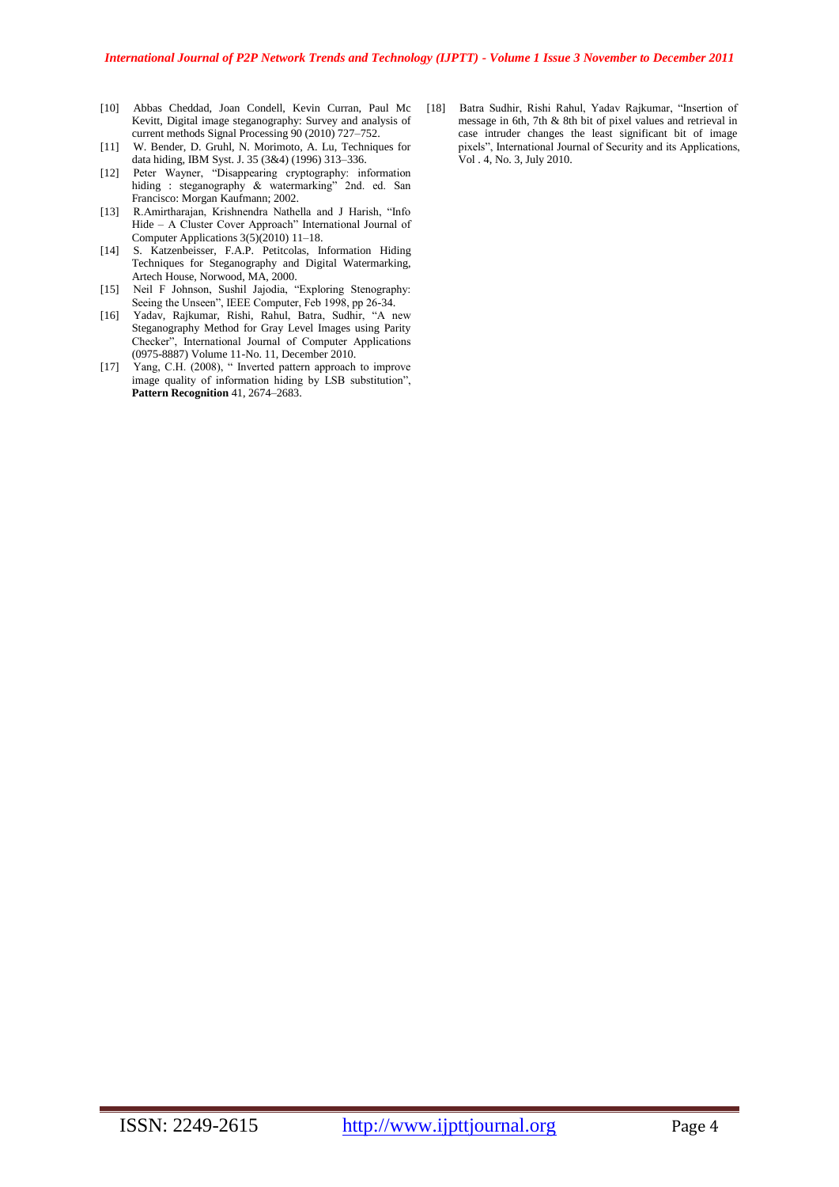[10] Abbas Cheddad, Joan Condell, Kevin Curran, Paul Mc Kevitt, Digital image steganography: Survey and analysis of current methods Signal Processing 90 (2010) 727–752.

[11] W. Bender, D. Gruhl, N. Morimoto, A. Lu, Techniques for data hiding, IBM Syst. J. 35 (3&4) (1996) 313–336.

[12] Peter Wayner, "Disappearing cryptography: information hiding : steganography & watermarking" 2nd. ed. San Francisco: Morgan Kaufmann; 2002.

[13] R.Amirtharajan, Krishnendra Nathella and J Harish, "Info Hide – A Cluster Cover Approach" International Journal of Computer Applications 3(5)(2010) 11–18.

[14] S. Katzenbeisser, F.A.P. Petitcolas, Information Hiding Techniques for Steganography and Digital Watermarking, Artech House, Norwood, MA, 2000.

[15] Neil F Johnson, Sushil Jajodia, "Exploring Stenography: Seeing the Unseen", IEEE Computer, Feb 1998, pp 26-34.

[16] Yadav, Rajkumar, Rishi, Rahul, Batra, Sudhir, "A new Steganography Method for Gray Level Images using Parity Checker", International Journal of Computer Applications (0975-8887) Volume 11-No. 11, December 2010.

[17] Yang, C.H. (2008), " Inverted pattern approach to improve image quality of information hiding by LSB substitution", **Pattern Recognition** 41, 2674–2683.

[18] Batra Sudhir, Rishi Rahul, Yadav Rajkumar, "Insertion of message in 6th, 7th & 8th bit of pixel values and retrieval in case intruder changes the least significant bit of image pixels", International Journal of Security and its Applications, Vol . 4, No. 3, July 2010.